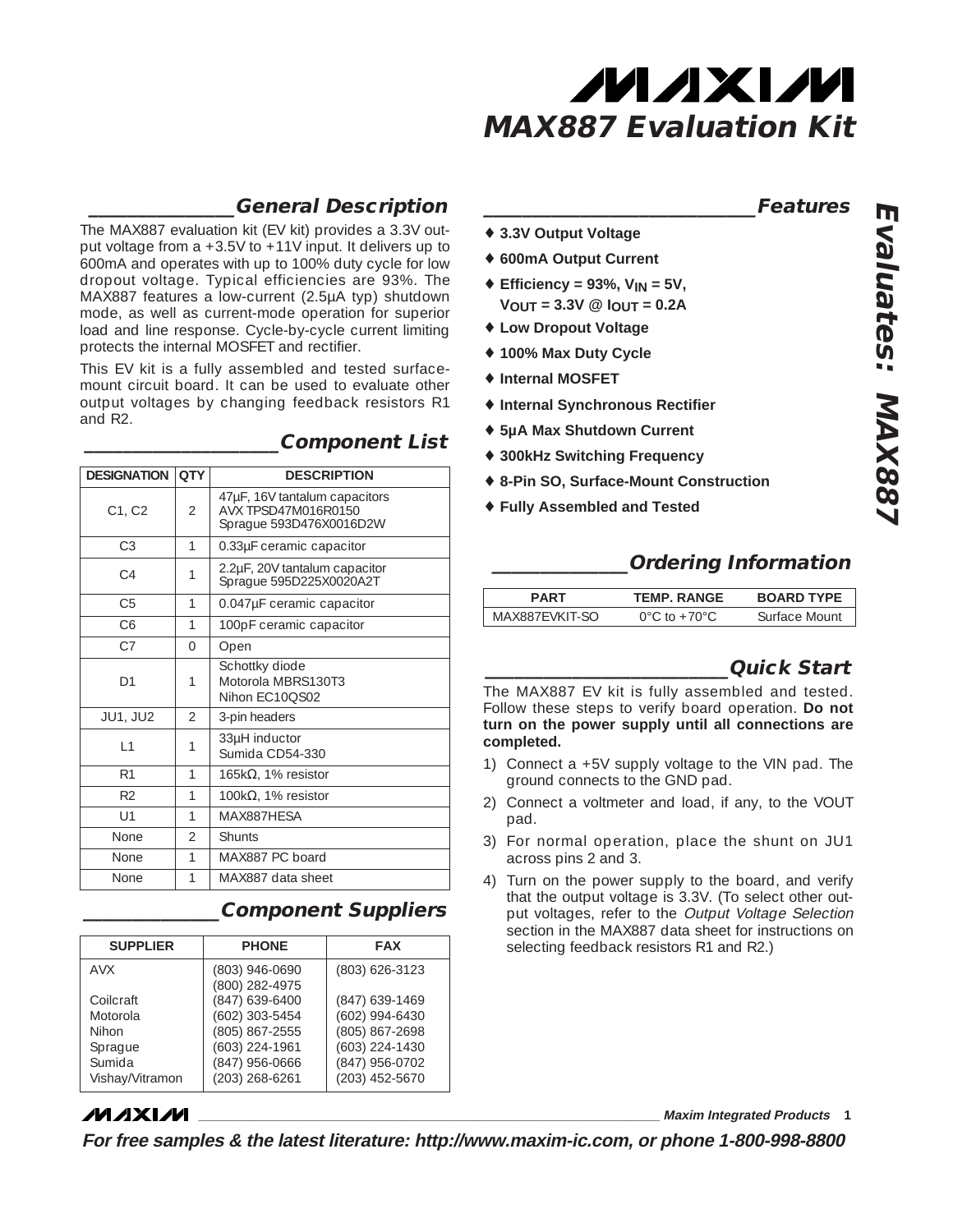# MAX887 Evaluation Kit

## General Description

The MAX887 evaluation kit (EV kit) provides a 3.3V output voltage from a +3.5V to +11V input. It delivers up to 600mA and operates with up to 100% duty cycle for low dropout voltage. Typical efficiencies are 93%. The MAX887 features a low-current (2.5µA typ) shutdown mode, as well as current-mode operation for superior load and line response. Cycle-by-cycle current limiting protects the internal MOSFET and rectifier.

This EV kit is a fully assembled and tested surface-mount circuit board. It can be used to evaluate other output voltages by changing feedback resistors R1 and R2.

## Component List

| DESIGNATION | QTY | DESCRIPTION |
|---|---|---|
| C1, C2 | 2 | 47µF, 16V tantalum capacitors AVX TPSD47M016R0150 Sprague 593D476X0016D2W |
| C3 | 1 | 0.33µF ceramic capacitor |
| C4 | 1 | 2.2µF, 20V tantalum capacitor Sprague 595D225X0020A2T |
| C5 | 1 | 0.047µF ceramic capacitor |
| C6 | 1 | 100pF ceramic capacitor |
| C7 | 0 | Open |
| D1 | 1 | Schottky diode Motorola MBRS130T3 Nihon EC10QS02 |
| JU1, JU2 | 2 | 3-pin headers |
| L1 | 1 | 33µH inductor Sumida CD54-330 |
| R1 | 1 | 165kΩ, 1% resistor |
| R2 | 1 | 100kΩ, 1% resistor |
| U1 | 1 | MAX887HESA |
| None | 2 | Shunts |
| None | 1 | MAX887 PC board |
| None | 1 | MAX887 data sheet |

## Component Suppliers

| SUPPLIER | PHONE | FAX |
|---|---|---|
| AVX | (803) 946-0690 (800) 282-4975 | (803) 626-3123 |
| Coilcraft | (847) 639-6400 | (847) 639-1469 |
| Motorola | (602) 303-5454 | (602) 994-6430 |
| Nihon | (805) 867-2555 | (805) 867-2698 |
| Sprague | (603) 224-1961 | (603) 224-1430 |
| Sumida | (847) 956-0666 | (847) 956-0702 |
| Vishay/Vitramon | (203) 268-6261 | (203) 452-5670 |

## Features

- ♦ **3.3V Output Voltage**
- ♦ **600mA Output Current**
- ♦ **Efficiency = 93%, $V_{IN}$ = 5V, $V_{OUT}$ = 3.3V @ $I_{OUT}$ = 0.2A**
- ♦ **Low Dropout Voltage**
- ♦ **100% Max Duty Cycle**
- ♦ **Internal MOSFET**
- ♦ **Internal Synchronous Rectifier**
- ♦ **5µA Max Shutdown Current**
- ♦ **300kHz Switching Frequency**
- ♦ **8-Pin SO, Surface-Mount Construction**
- ♦ **Fully Assembled and Tested**

## Ordering Information

| PART | TEMP. RANGE | BOARD TYPE |
|---|---|---|
| MAX887EVKIT-SO | 0°C to +70°C | Surface Mount |

## Quick Start

The MAX887 EV kit is fully assembled and tested. Follow these steps to verify board operation. **Do not turn on the power supply until all connections are completed.**

1) Connect a +5V supply voltage to the VIN pad. The ground connects to the GND pad.
2) Connect a voltmeter and load, if any, to the VOUT pad.
3) For normal operation, place the shunt on JU1 across pins 2 and 3.
4) Turn on the power supply to the board, and verify that the output voltage is 3.3V. (To select other output voltages, refer to the *Output Voltage Selection* section in the MAX887 data sheet for instructions on selecting feedback resistors R1 and R2.)

**For free samples & the latest literature: http://www.maxim-ic.com, or phone 1-800-998-8800**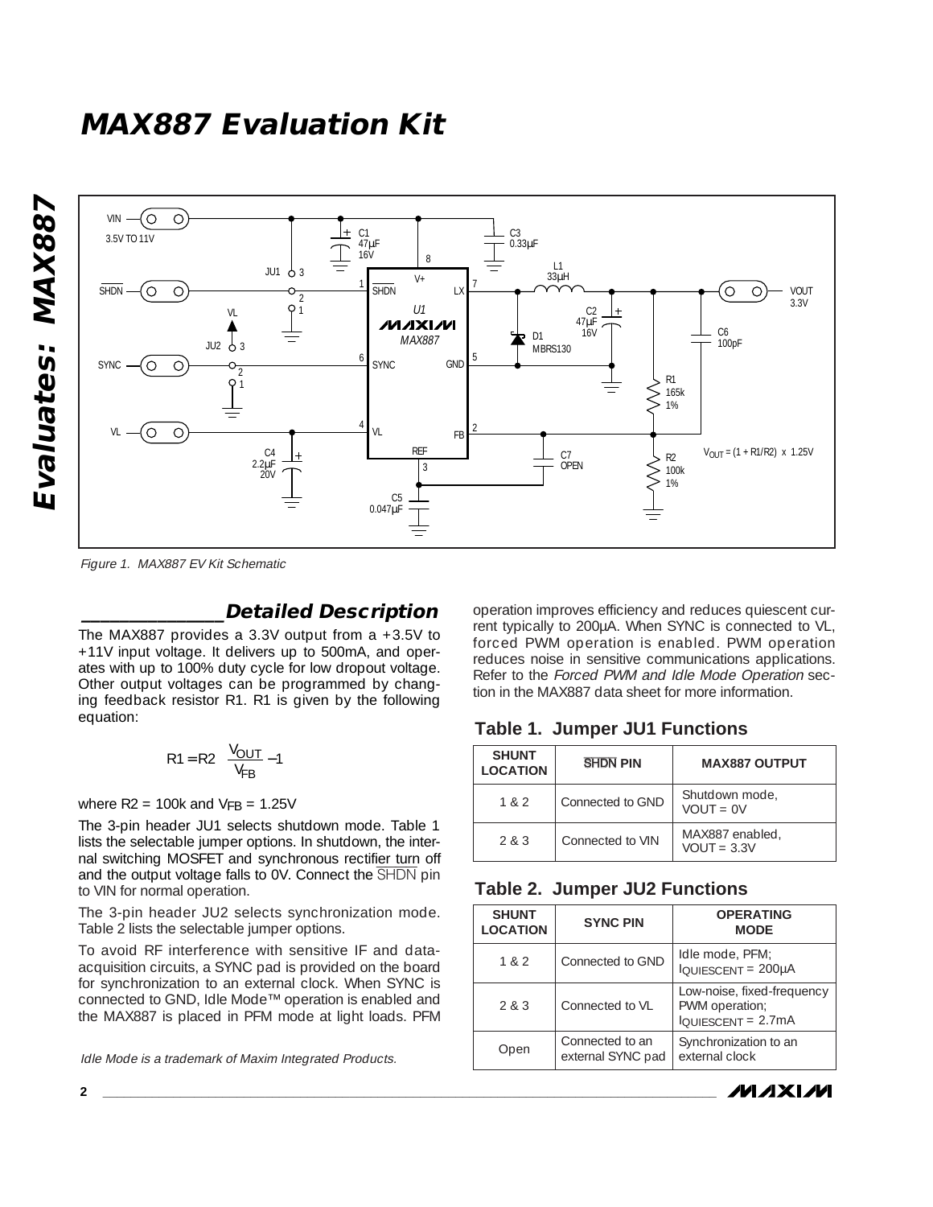# MAX887 Evaluation Kit

Figure 1. MAX887 EV Kit Schematic

## Detailed Description

The MAX887 provides a 3.3V output from a +3.5V to +11V input voltage. It delivers up to 500mA, and operates with up to 100% duty cycle for low dropout voltage. Other output voltages can be programmed by changing feedback resistor R1. R1 is given by the following equation:

$$R1 = R2\left(\frac{V_{OUT}}{V_{FB}} - 1\right)$$

where R2 = 100k and $V_{FB}$ = 1.25V

The 3-pin header JU1 selects shutdown mode. Table 1 lists the selectable jumper options. In shutdown, the internal switching MOSFET and synchronous rectifier turn off and the output voltage falls to 0V. Connect the $\overline{SHDN}$ pin to VIN for normal operation.

The 3-pin header JU2 selects synchronization mode. Table 2 lists the selectable jumper options.

To avoid RF interference with sensitive IF and data-acquisition circuits, a SYNC pad is provided on the board for synchronization to an external clock. When SYNC is connected to GND, Idle Mode™ operation is enabled and the MAX887 is placed in PFM mode at light loads. PFM operation improves efficiency and reduces quiescent current typically to 200µA. When SYNC is connected to VL, forced PWM operation is enabled. PWM operation reduces noise in sensitive communications applications. Refer to the *Forced PWM and Idle Mode Operation* section in the MAX887 data sheet for more information.

*Idle Mode is a trademark of Maxim Integrated Products.*

### Table 1. Jumper JU1 Functions

| SHUNT LOCATION | $\overline{SHDN}$ PIN | MAX887 OUTPUT |
|---|---|---|
| 1 & 2 | Connected to GND | Shutdown mode, VOUT = 0V |
| 2 & 3 | Connected to VIN | MAX887 enabled, VOUT = 3.3V |

### Table 2. Jumper JU2 Functions

| SHUNT LOCATION | SYNC PIN | OPERATING MODE |
|---|---|---|
| 1 & 2 | Connected to GND | Idle mode, PFM; $I_{QUIESCENT}$ = 200µA |
| 2 & 3 | Connected to VL | Low-noise, fixed-frequency PWM operation; $I_{QUIESCENT}$ = 2.7mA |
| Open | Connected to an external SYNC pad | Synchronization to an external clock |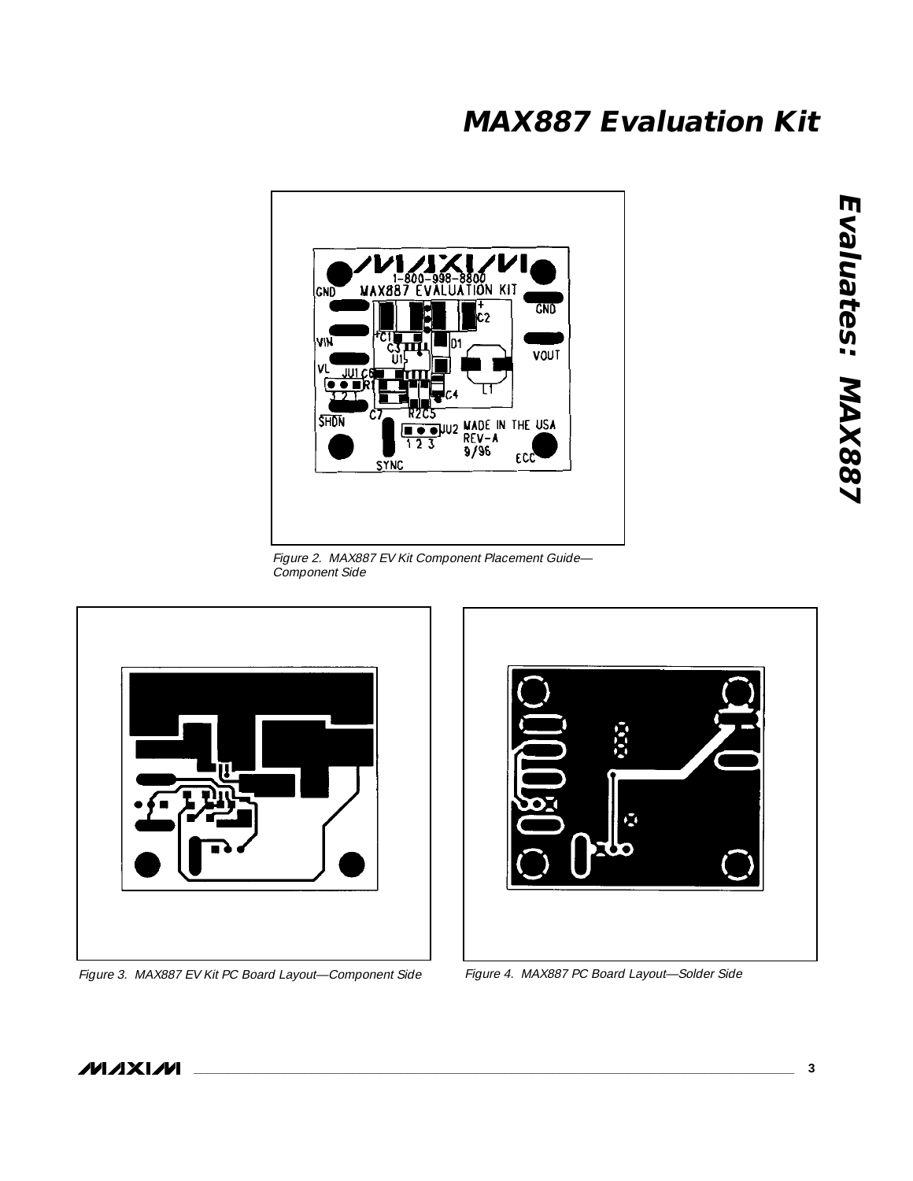Figure 2. MAX887 EV Kit Component Placement Guide—Component Side

Figure 3. MAX887 EV Kit PC Board Layout—Component Side

Figure 4. MAX887 PC Board Layout—Solder Side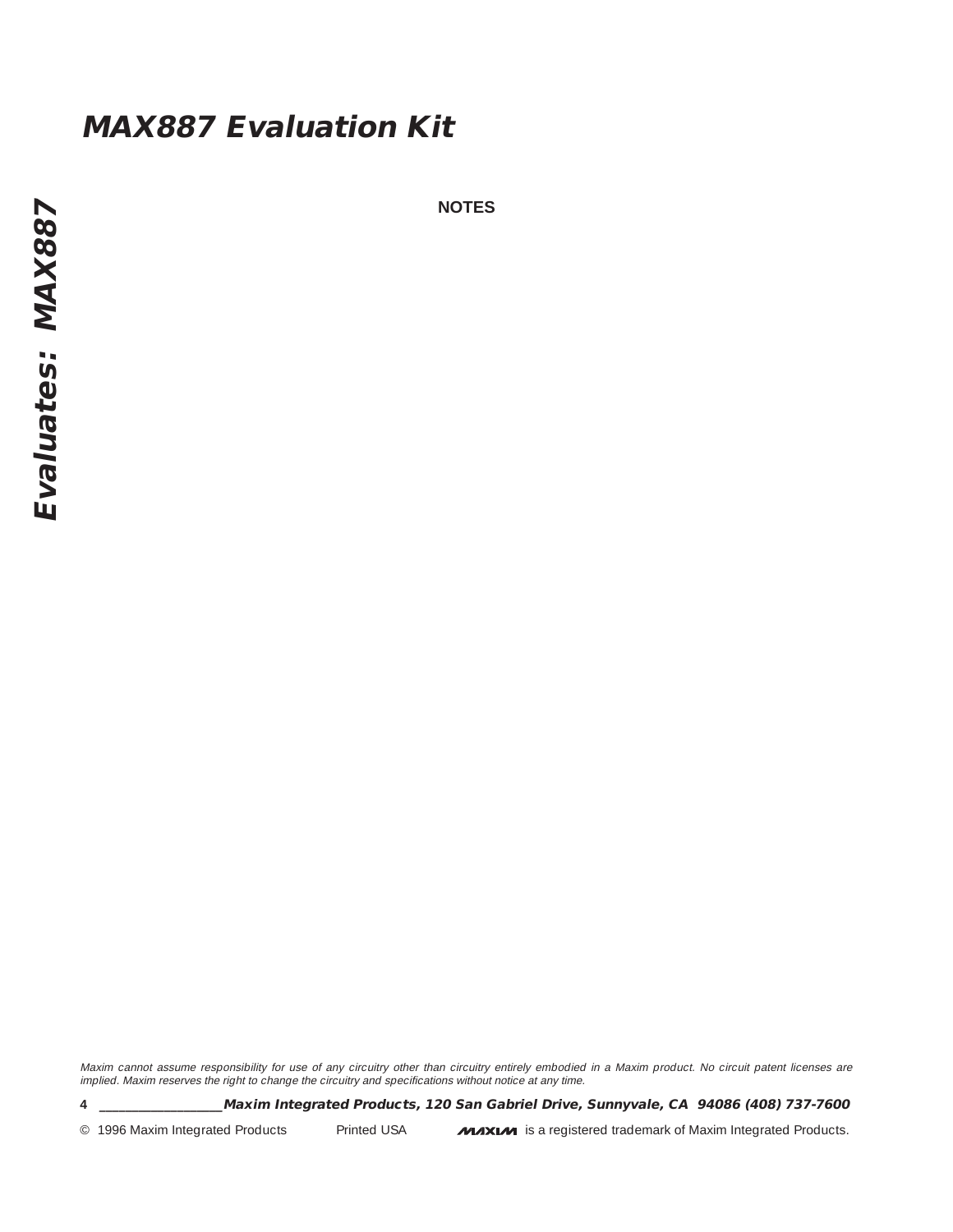## NOTES

*Maxim cannot assume responsibility for use of any circuitry other than circuitry entirely embodied in a Maxim product. No circuit patent licenses are implied. Maxim reserves the right to change the circuitry and specifications without notice at any time.*

***Maxim Integrated Products, 120 San Gabriel Drive, Sunnyvale, CA 94086 (408) 737-7600***

© 1996 Maxim Integrated Products Printed USA MAXIM is a registered trademark of Maxim Integrated Products.